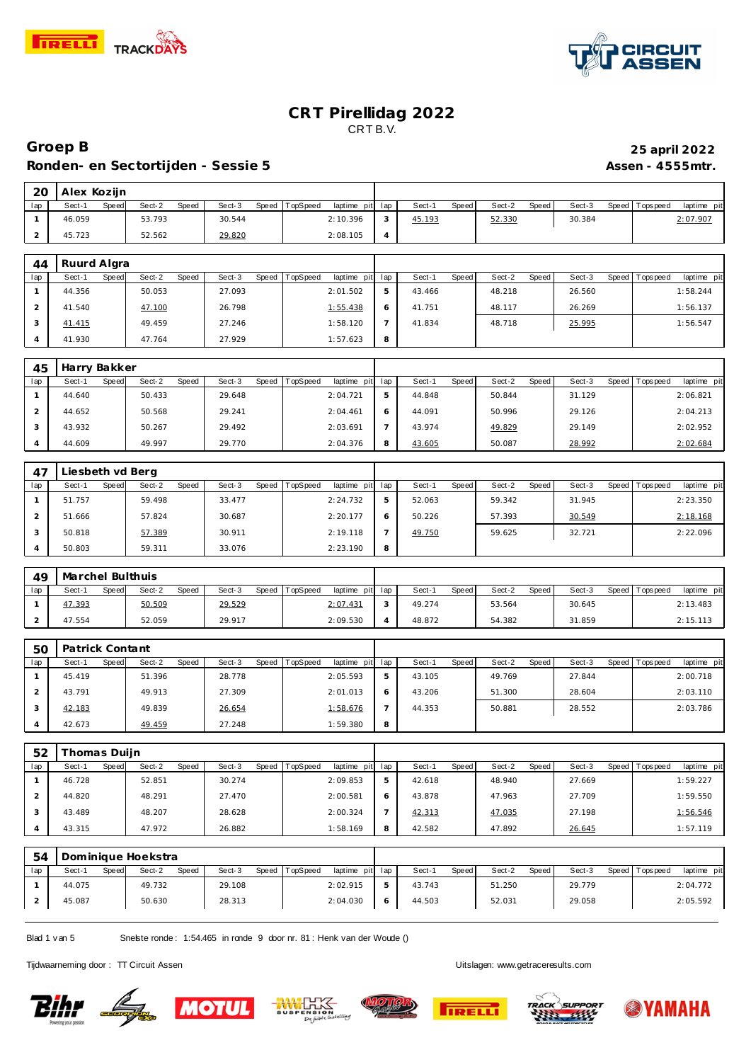# CRT Pirellidag 2022

CRT B.V.

## Groep B

**25 april 2022**

### Ronden- en Sectortijden - Sessie 5

**Assen - 4555mtr.**

**20 Alex Kozijn**

| lap | Sect-1 | Speed | Sect-2 | Speed | Sect-3 | Speed | TopSpeed | laptime pit | lap | Sect-1 | Speed | Sect-2 | Speed | Sect-3 | Speed | Topspeed | laptime pit |
|---|---|---|---|---|---|---|---|---|---|---|---|---|---|---|---|---|---|
| 1 | 46.059 | | 53.793 | | 30.544 | | | 2:10.396 | 3 | 45.193 | | 52.330 | | 30.384 | | | 2:07.907 |
| 2 | 45.723 | | 52.562 | | 29.820 | | | 2:08.105 | 4 | | | | | | | | |

**44 Ruurd Algra**

| lap | Sect-1 | Speed | Sect-2 | Speed | Sect-3 | Speed | TopSpeed | laptime pit | lap | Sect-1 | Speed | Sect-2 | Speed | Sect-3 | Speed | Topspeed | laptime pit |
|---|---|---|---|---|---|---|---|---|---|---|---|---|---|---|---|---|---|
| 1 | 44.356 | | 50.053 | | 27.093 | | | 2:01.502 | 5 | 43.466 | | 48.218 | | 26.560 | | | 1:58.244 |
| 2 | 41.540 | | 47.100 | | 26.798 | | | 1:55.438 | 6 | 41.751 | | 48.117 | | 26.269 | | | 1:56.137 |
| 3 | 41.415 | | 49.459 | | 27.246 | | | 1:58.120 | 7 | 41.834 | | 48.718 | | 25.995 | | | 1:56.547 |
| 4 | 41.930 | | 47.764 | | 27.929 | | | 1:57.623 | 8 | | | | | | | | |

**45 Harry Bakker**

| lap | Sect-1 | Speed | Sect-2 | Speed | Sect-3 | Speed | TopSpeed | laptime pit | lap | Sect-1 | Speed | Sect-2 | Speed | Sect-3 | Speed | Topspeed | laptime pit |
|---|---|---|---|---|---|---|---|---|---|---|---|---|---|---|---|---|---|
| 1 | 44.640 | | 50.433 | | 29.648 | | | 2:04.721 | 5 | 44.848 | | 50.844 | | 31.129 | | | 2:06.821 |
| 2 | 44.652 | | 50.568 | | 29.241 | | | 2:04.461 | 6 | 44.091 | | 50.996 | | 29.126 | | | 2:04.213 |
| 3 | 43.932 | | 50.267 | | 29.492 | | | 2:03.691 | 7 | 43.974 | | 49.829 | | 29.149 | | | 2:02.952 |
| 4 | 44.609 | | 49.997 | | 29.770 | | | 2:04.376 | 8 | 43.605 | | 50.087 | | 28.992 | | | 2:02.684 |

**47 Liesbeth vd Berg**

| lap | Sect-1 | Speed | Sect-2 | Speed | Sect-3 | Speed | TopSpeed | laptime pit | lap | Sect-1 | Speed | Sect-2 | Speed | Sect-3 | Speed | Topspeed | laptime pit |
|---|---|---|---|---|---|---|---|---|---|---|---|---|---|---|---|---|---|
| 1 | 51.757 | | 59.498 | | 33.477 | | | 2:24.732 | 5 | 52.063 | | 59.342 | | 31.945 | | | 2:23.350 |
| 2 | 51.666 | | 57.824 | | 30.687 | | | 2:20.177 | 6 | 50.226 | | 57.393 | | 30.549 | | | 2:18.168 |
| 3 | 50.818 | | 57.389 | | 30.911 | | | 2:19.118 | 7 | 49.750 | | 59.625 | | 32.721 | | | 2:22.096 |
| 4 | 50.803 | | 59.311 | | 33.076 | | | 2:23.190 | 8 | | | | | | | | |

**49 Marchel Bulthuis**

| lap | Sect-1 | Speed | Sect-2 | Speed | Sect-3 | Speed | TopSpeed | laptime pit | lap | Sect-1 | Speed | Sect-2 | Speed | Sect-3 | Speed | Topspeed | laptime pit |
|---|---|---|---|---|---|---|---|---|---|---|---|---|---|---|---|---|---|
| 1 | 47.393 | | 50.509 | | 29.529 | | | 2:07.431 | 3 | 49.274 | | 53.564 | | 30.645 | | | 2:13.483 |
| 2 | 47.554 | | 52.059 | | 29.917 | | | 2:09.530 | 4 | 48.872 | | 54.382 | | 31.859 | | | 2:15.113 |

**50 Patrick Contant**

| lap | Sect-1 | Speed | Sect-2 | Speed | Sect-3 | Speed | TopSpeed | laptime pit | lap | Sect-1 | Speed | Sect-2 | Speed | Sect-3 | Speed | Topspeed | laptime pit |
|---|---|---|---|---|---|---|---|---|---|---|---|---|---|---|---|---|---|
| 1 | 45.419 | | 51.396 | | 28.778 | | | 2:05.593 | 5 | 43.105 | | 49.769 | | 27.844 | | | 2:00.718 |
| 2 | 43.791 | | 49.913 | | 27.309 | | | 2:01.013 | 6 | 43.206 | | 51.300 | | 28.604 | | | 2:03.110 |
| 3 | 42.183 | | 49.839 | | 26.654 | | | 1:58.676 | 7 | 44.353 | | 50.881 | | 28.552 | | | 2:03.786 |
| 4 | 42.673 | | 49.459 | | 27.248 | | | 1:59.380 | 8 | | | | | | | | |

**52 Thomas Duijn**

| lap | Sect-1 | Speed | Sect-2 | Speed | Sect-3 | Speed | TopSpeed | laptime pit | lap | Sect-1 | Speed | Sect-2 | Speed | Sect-3 | Speed | Topspeed | laptime pit |
|---|---|---|---|---|---|---|---|---|---|---|---|---|---|---|---|---|---|
| 1 | 46.728 | | 52.851 | | 30.274 | | | 2:09.853 | 5 | 42.618 | | 48.940 | | 27.669 | | | 1:59.227 |
| 2 | 44.820 | | 48.291 | | 27.470 | | | 2:00.581 | 6 | 43.878 | | 47.963 | | 27.709 | | | 1:59.550 |
| 3 | 43.489 | | 48.207 | | 28.628 | | | 2:00.324 | 7 | 42.313 | | 47.035 | | 27.198 | | | 1:56.546 |
| 4 | 43.315 | | 47.972 | | 26.882 | | | 1:58.169 | 8 | 42.582 | | 47.892 | | 26.645 | | | 1:57.119 |

**54 Dominique Hoekstra**

| lap | Sect-1 | Speed | Sect-2 | Speed | Sect-3 | Speed | TopSpeed | laptime pit | lap | Sect-1 | Speed | Sect-2 | Speed | Sect-3 | Speed | Topspeed | laptime pit |
|---|---|---|---|---|---|---|---|---|---|---|---|---|---|---|---|---|---|
| 1 | 44.075 | | 49.732 | | 29.108 | | | 2:02.915 | 5 | 43.743 | | 51.250 | | 29.779 | | | 2:04.772 |
| 2 | 45.087 | | 50.630 | | 28.313 | | | 2:04.030 | 6 | 44.503 | | 52.031 | | 29.058 | | | 2:05.592 |

Snelste ronde : 1:54.465 in ronde 9 door nr. 81 : Henk van der Woude ()

Tijdwaarneming door : TT Circuit Assen

Uitslagen: www.getraceresults.com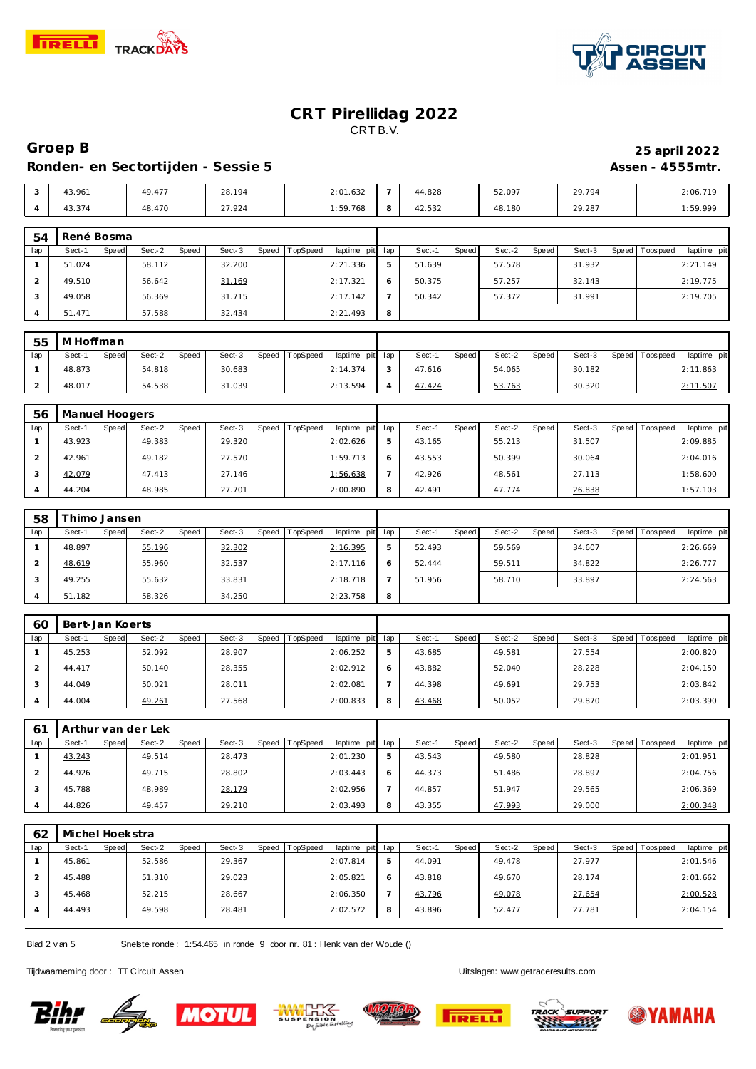# CRT Pirellidag 2022

CRT B.V.

## Groep B

**25 april 2022**

### Ronden- en Sectortijden - Sessie 5

**Assen - 4555mtr.**

| lap | Sect-1 | Speed | Sect-2 | Speed | Sect-3 | Speed | TopSpeed | laptime pit | lap | Sect-1 | Speed | Sect-2 | Speed | Sect-3 | Speed | Topspeed | laptime pit |
|---|---|---|---|---|---|---|---|---|---|---|---|---|---|---|---|---|---|
| 3 | 43.961 | | 49.477 | | 28.194 | | | 2:01.632 | 7 | 44.828 | | 52.097 | | 29.794 | | | 2:06.719 |
| 4 | 43.374 | | 48.470 | | 27.924 | | | 1:59.768 | 8 | 42.532 | | 48.180 | | 29.287 | | | 1:59.999 |

**54 René Bosma**

| lap | Sect-1 | Speed | Sect-2 | Speed | Sect-3 | Speed | TopSpeed | laptime pit | lap | Sect-1 | Speed | Sect-2 | Speed | Sect-3 | Speed | Topspeed | laptime pit |
|---|---|---|---|---|---|---|---|---|---|---|---|---|---|---|---|---|---|
| 1 | 51.024 | | 58.112 | | 32.200 | | | 2:21.336 | 5 | 51.639 | | 57.578 | | 31.932 | | | 2:21.149 |
| 2 | 49.510 | | 56.642 | | 31.169 | | | 2:17.321 | 6 | 50.375 | | 57.257 | | 32.143 | | | 2:19.775 |
| 3 | 49.058 | | 56.369 | | 31.715 | | | 2:17.142 | 7 | 50.342 | | 57.372 | | 31.991 | | | 2:19.705 |
| 4 | 51.471 | | 57.588 | | 32.434 | | | 2:21.493 | 8 | | | | | | | | |

**55 M Hoffman**

| lap | Sect-1 | Speed | Sect-2 | Speed | Sect-3 | Speed | TopSpeed | laptime pit | lap | Sect-1 | Speed | Sect-2 | Speed | Sect-3 | Speed | Topspeed | laptime pit |
|---|---|---|---|---|---|---|---|---|---|---|---|---|---|---|---|---|---|
| 1 | 48.873 | | 54.818 | | 30.683 | | | 2:14.374 | 3 | 47.616 | | 54.065 | | 30.182 | | | 2:11.863 |
| 2 | 48.017 | | 54.538 | | 31.039 | | | 2:13.594 | 4 | 47.424 | | 53.763 | | 30.320 | | | 2:11.507 |

**56 Manuel Hoogers**

| lap | Sect-1 | Speed | Sect-2 | Speed | Sect-3 | Speed | TopSpeed | laptime pit | lap | Sect-1 | Speed | Sect-2 | Speed | Sect-3 | Speed | Topspeed | laptime pit |
|---|---|---|---|---|---|---|---|---|---|---|---|---|---|---|---|---|---|
| 1 | 43.923 | | 49.383 | | 29.320 | | | 2:02.626 | 5 | 43.165 | | 55.213 | | 31.507 | | | 2:09.885 |
| 2 | 42.961 | | 49.182 | | 27.570 | | | 1:59.713 | 6 | 43.553 | | 50.399 | | 30.064 | | | 2:04.016 |
| 3 | 42.079 | | 47.413 | | 27.146 | | | 1:56.638 | 7 | 42.926 | | 48.561 | | 27.113 | | | 1:58.600 |
| 4 | 44.204 | | 48.985 | | 27.701 | | | 2:00.890 | 8 | 42.491 | | 47.774 | | 26.838 | | | 1:57.103 |

**58 Thimo Jansen**

| lap | Sect-1 | Speed | Sect-2 | Speed | Sect-3 | Speed | TopSpeed | laptime pit | lap | Sect-1 | Speed | Sect-2 | Speed | Sect-3 | Speed | Topspeed | laptime pit |
|---|---|---|---|---|---|---|---|---|---|---|---|---|---|---|---|---|---|
| 1 | 48.897 | | 55.196 | | 32.302 | | | 2:16.395 | 5 | 52.493 | | 59.569 | | 34.607 | | | 2:26.669 |
| 2 | 48.619 | | 55.960 | | 32.537 | | | 2:17.116 | 6 | 52.444 | | 59.511 | | 34.822 | | | 2:26.777 |
| 3 | 49.255 | | 55.632 | | 33.831 | | | 2:18.718 | 7 | 51.956 | | 58.710 | | 33.897 | | | 2:24.563 |
| 4 | 51.182 | | 58.326 | | 34.250 | | | 2:23.758 | 8 | | | | | | | | |

**60 Bert-Jan Koerts**

| lap | Sect-1 | Speed | Sect-2 | Speed | Sect-3 | Speed | TopSpeed | laptime pit | lap | Sect-1 | Speed | Sect-2 | Speed | Sect-3 | Speed | Topspeed | laptime pit |
|---|---|---|---|---|---|---|---|---|---|---|---|---|---|---|---|---|---|
| 1 | 45.253 | | 52.092 | | 28.907 | | | 2:06.252 | 5 | 43.685 | | 49.581 | | 27.554 | | | 2:00.820 |
| 2 | 44.417 | | 50.140 | | 28.355 | | | 2:02.912 | 6 | 43.882 | | 52.040 | | 28.228 | | | 2:04.150 |
| 3 | 44.049 | | 50.021 | | 28.011 | | | 2:02.081 | 7 | 44.398 | | 49.691 | | 29.753 | | | 2:03.842 |
| 4 | 44.004 | | 49.261 | | 27.568 | | | 2:00.833 | 8 | 43.468 | | 50.052 | | 29.870 | | | 2:03.390 |

**61 Arthur van der Lek**

| lap | Sect-1 | Speed | Sect-2 | Speed | Sect-3 | Speed | TopSpeed | laptime pit | lap | Sect-1 | Speed | Sect-2 | Speed | Sect-3 | Speed | Topspeed | laptime pit |
|---|---|---|---|---|---|---|---|---|---|---|---|---|---|---|---|---|---|
| 1 | 43.243 | | 49.514 | | 28.473 | | | 2:01.230 | 5 | 43.543 | | 49.580 | | 28.828 | | | 2:01.951 |
| 2 | 44.926 | | 49.715 | | 28.802 | | | 2:03.443 | 6 | 44.373 | | 51.486 | | 28.897 | | | 2:04.756 |
| 3 | 45.788 | | 48.989 | | 28.179 | | | 2:02.956 | 7 | 44.857 | | 51.947 | | 29.565 | | | 2:06.369 |
| 4 | 44.826 | | 49.457 | | 29.210 | | | 2:03.493 | 8 | 43.355 | | 47.993 | | 29.000 | | | 2:00.348 |

**62 Michel Hoekstra**

| lap | Sect-1 | Speed | Sect-2 | Speed | Sect-3 | Speed | TopSpeed | laptime pit | lap | Sect-1 | Speed | Sect-2 | Speed | Sect-3 | Speed | Topspeed | laptime pit |
|---|---|---|---|---|---|---|---|---|---|---|---|---|---|---|---|---|---|
| 1 | 45.861 | | 52.586 | | 29.367 | | | 2:07.814 | 5 | 44.091 | | 49.478 | | 27.977 | | | 2:01.546 |
| 2 | 45.488 | | 51.310 | | 29.023 | | | 2:05.821 | 6 | 43.818 | | 49.670 | | 28.174 | | | 2:01.662 |
| 3 | 45.468 | | 52.215 | | 28.667 | | | 2:06.350 | 7 | 43.796 | | 49.078 | | 27.654 | | | 2:00.528 |
| 4 | 44.493 | | 49.598 | | 28.481 | | | 2:02.572 | 8 | 43.896 | | 52.477 | | 27.781 | | | 2:04.154 |

Snelste ronde : 1:54.465 in ronde 9 door nr. 81 : Henk van der Woude ()

Tijdwaarneming door : TT Circuit Assen

Uitslagen: www.getraceresults.com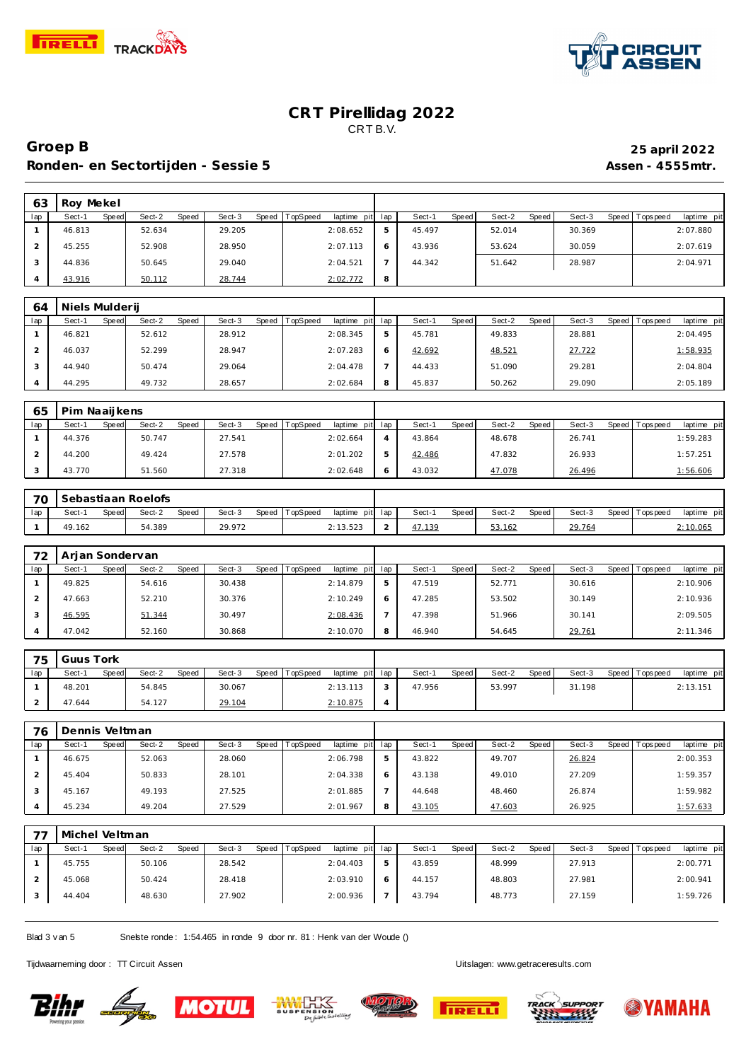# CRT Pirellidag 2022

CRT B.V.

## Groep B

**25 april 2022**

## Ronden- en Sectortijden - Sessie 5

**Assen - 4555mtr.**

### 63 Roy Mekel

| lap | Sect-1 | Speed | Sect-2 | Speed | Sect-3 | Speed | TopSpeed | laptime pit | lap | Sect-1 | Speed | Sect-2 | Speed | Sect-3 | Speed | Topspeed | laptime pit |
|---|---|---|---|---|---|---|---|---|---|---|---|---|---|---|---|---|---|
| 1 | 46.813 | | 52.634 | | 29.205 | | | 2:08.652 | 5 | 45.497 | | 52.014 | | 30.369 | | | 2:07.880 |
| 2 | 45.255 | | 52.908 | | 28.950 | | | 2:07.113 | 6 | 43.936 | | 53.624 | | 30.059 | | | 2:07.619 |
| 3 | 44.836 | | 50.645 | | 29.040 | | | 2:04.521 | 7 | 44.342 | | 51.642 | | 28.987 | | | 2:04.971 |
| 4 | 43.916 | | 50.112 | | 28.744 | | | 2:02.772 | 8 | | | | | | | | |

### 64 Niels Mulderij

| lap | Sect-1 | Speed | Sect-2 | Speed | Sect-3 | Speed | TopSpeed | laptime pit | lap | Sect-1 | Speed | Sect-2 | Speed | Sect-3 | Speed | Topspeed | laptime pit |
|---|---|---|---|---|---|---|---|---|---|---|---|---|---|---|---|---|---|
| 1 | 46.821 | | 52.612 | | 28.912 | | | 2:08.345 | 5 | 45.781 | | 49.833 | | 28.881 | | | 2:04.495 |
| 2 | 46.037 | | 52.299 | | 28.947 | | | 2:07.283 | 6 | 42.692 | | 48.521 | | 27.722 | | | 1:58.935 |
| 3 | 44.940 | | 50.474 | | 29.064 | | | 2:04.478 | 7 | 44.433 | | 51.090 | | 29.281 | | | 2:04.804 |
| 4 | 44.295 | | 49.732 | | 28.657 | | | 2:02.684 | 8 | 45.837 | | 50.262 | | 29.090 | | | 2:05.189 |

### 65 Pim Naaijkens

| lap | Sect-1 | Speed | Sect-2 | Speed | Sect-3 | Speed | TopSpeed | laptime pit | lap | Sect-1 | Speed | Sect-2 | Speed | Sect-3 | Speed | Topspeed | laptime pit |
|---|---|---|---|---|---|---|---|---|---|---|---|---|---|---|---|---|---|
| 1 | 44.376 | | 50.747 | | 27.541 | | | 2:02.664 | 4 | 43.864 | | 48.678 | | 26.741 | | | 1:59.283 |
| 2 | 44.200 | | 49.424 | | 27.578 | | | 2:01.202 | 5 | 42.486 | | 47.832 | | 26.933 | | | 1:57.251 |
| 3 | 43.770 | | 51.560 | | 27.318 | | | 2:02.648 | 6 | 43.032 | | 47.078 | | 26.496 | | | 1:56.606 |

### 70 Sebastiaan Roelofs

| lap | Sect-1 | Speed | Sect-2 | Speed | Sect-3 | Speed | TopSpeed | laptime pit | lap | Sect-1 | Speed | Sect-2 | Speed | Sect-3 | Speed | Topspeed | laptime pit |
|---|---|---|---|---|---|---|---|---|---|---|---|---|---|---|---|---|---|
| 1 | 49.162 | | 54.389 | | 29.972 | | | 2:13.523 | 2 | 47.139 | | 53.162 | | 29.764 | | | 2:10.065 |

### 72 Arjan Sondervan

| lap | Sect-1 | Speed | Sect-2 | Speed | Sect-3 | Speed | TopSpeed | laptime pit | lap | Sect-1 | Speed | Sect-2 | Speed | Sect-3 | Speed | Topspeed | laptime pit |
|---|---|---|---|---|---|---|---|---|---|---|---|---|---|---|---|---|---|
| 1 | 49.825 | | 54.616 | | 30.438 | | | 2:14.879 | 5 | 47.519 | | 52.771 | | 30.616 | | | 2:10.906 |
| 2 | 47.663 | | 52.210 | | 30.376 | | | 2:10.249 | 6 | 47.285 | | 53.502 | | 30.149 | | | 2:10.936 |
| 3 | 46.595 | | 51.344 | | 30.497 | | | 2:08.436 | 7 | 47.398 | | 51.966 | | 30.141 | | | 2:09.505 |
| 4 | 47.042 | | 52.160 | | 30.868 | | | 2:10.070 | 8 | 46.940 | | 54.645 | | 29.761 | | | 2:11.346 |

### 75 Guus Tork

| lap | Sect-1 | Speed | Sect-2 | Speed | Sect-3 | Speed | TopSpeed | laptime pit | lap | Sect-1 | Speed | Sect-2 | Speed | Sect-3 | Speed | Topspeed | laptime pit |
|---|---|---|---|---|---|---|---|---|---|---|---|---|---|---|---|---|---|
| 1 | 48.201 | | 54.845 | | 30.067 | | | 2:13.113 | 3 | 47.956 | | 53.997 | | 31.198 | | | 2:13.151 |
| 2 | 47.644 | | 54.127 | | 29.104 | | | 2:10.875 | 4 | | | | | | | | |

### 76 Dennis Veltman

| lap | Sect-1 | Speed | Sect-2 | Speed | Sect-3 | Speed | TopSpeed | laptime pit | lap | Sect-1 | Speed | Sect-2 | Speed | Sect-3 | Speed | Topspeed | laptime pit |
|---|---|---|---|---|---|---|---|---|---|---|---|---|---|---|---|---|---|
| 1 | 46.675 | | 52.063 | | 28.060 | | | 2:06.798 | 5 | 43.822 | | 49.707 | | 26.824 | | | 2:00.353 |
| 2 | 45.404 | | 50.833 | | 28.101 | | | 2:04.338 | 6 | 43.138 | | 49.010 | | 27.209 | | | 1:59.357 |
| 3 | 45.167 | | 49.193 | | 27.525 | | | 2:01.885 | 7 | 44.648 | | 48.460 | | 26.874 | | | 1:59.982 |
| 4 | 45.234 | | 49.204 | | 27.529 | | | 2:01.967 | 8 | 43.105 | | 47.603 | | 26.925 | | | 1:57.633 |

### 77 Michel Veltman

| lap | Sect-1 | Speed | Sect-2 | Speed | Sect-3 | Speed | TopSpeed | laptime pit | lap | Sect-1 | Speed | Sect-2 | Speed | Sect-3 | Speed | Topspeed | laptime pit |
|---|---|---|---|---|---|---|---|---|---|---|---|---|---|---|---|---|---|
| 1 | 45.755 | | 50.106 | | 28.542 | | | 2:04.403 | 5 | 43.859 | | 48.999 | | 27.913 | | | 2:00.771 |
| 2 | 45.068 | | 50.424 | | 28.418 | | | 2:03.910 | 6 | 44.157 | | 48.803 | | 27.981 | | | 2:00.941 |
| 3 | 44.404 | | 48.630 | | 27.902 | | | 2:00.936 | 7 | 43.794 | | 48.773 | | 27.159 | | | 1:59.726 |

Snelste ronde : 1:54.465 in ronde 9 door nr. 81 : Henk van der Woude ()

Tijdwaarneming door : TT Circuit Assen

Uitslagen: www.getraceresults.com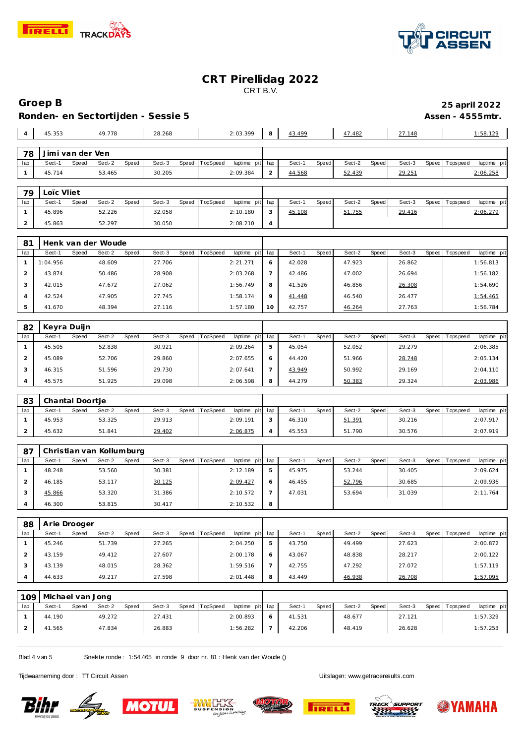# CRT Pirellidag 2022

CRT B.V.

## Groep B

**25 april 2022**

### Ronden- en Sectortijden - Sessie 5

**Assen - 4555mtr.**

| lap | Sect-1 | Speed | Sect-2 | Speed | Sect-3 | Speed | TopSpeed | laptime pit | lap | Sect-1 | Speed | Sect-2 | Speed | Sect-3 | Speed | Topspeed | laptime pit |
|---|---|---|---|---|---|---|---|---|---|---|---|---|---|---|---|---|---|
| 4 | 45.353 | | 49.778 | | 28.268 | | | 2:03.399 | 8 | 43.499 | | 47.482 | | 27.148 | | | 1:58.129 |

**78 Jimi van der Ven**

| lap | Sect-1 | Speed | Sect-2 | Speed | Sect-3 | Speed | TopSpeed | laptime pit | lap | Sect-1 | Speed | Sect-2 | Speed | Sect-3 | Speed | Topspeed | laptime pit |
|---|---|---|---|---|---|---|---|---|---|---|---|---|---|---|---|---|---|
| 1 | 45.714 | | 53.465 | | 30.205 | | | 2:09.384 | 2 | 44.568 | | 52.439 | | 29.251 | | | 2:06.258 |

**79 Loïc Vliet**

| lap | Sect-1 | Speed | Sect-2 | Speed | Sect-3 | Speed | TopSpeed | laptime pit | lap | Sect-1 | Speed | Sect-2 | Speed | Sect-3 | Speed | Topspeed | laptime pit |
|---|---|---|---|---|---|---|---|---|---|---|---|---|---|---|---|---|---|
| 1 | 45.896 | | 52.226 | | 32.058 | | | 2:10.180 | 3 | 45.108 | | 51.755 | | 29.416 | | | 2:06.279 |
| 2 | 45.863 | | 52.297 | | 30.050 | | | 2:08.210 | 4 | | | | | | | | |

**81 Henk van der Woude**

| lap | Sect-1 | Speed | Sect-2 | Speed | Sect-3 | Speed | TopSpeed | laptime pit | lap | Sect-1 | Speed | Sect-2 | Speed | Sect-3 | Speed | Topspeed | laptime pit |
|---|---|---|---|---|---|---|---|---|---|---|---|---|---|---|---|---|---|
| 1 | 1:04.956 | | 48.609 | | 27.706 | | | 2:21.271 | 6 | 42.028 | | 47.923 | | 26.862 | | | 1:56.813 |
| 2 | 43.874 | | 50.486 | | 28.908 | | | 2:03.268 | 7 | 42.486 | | 47.002 | | 26.694 | | | 1:56.182 |
| 3 | 42.015 | | 47.672 | | 27.062 | | | 1:56.749 | 8 | 41.526 | | 46.856 | | 26.308 | | | 1:54.690 |
| 4 | 42.524 | | 47.905 | | 27.745 | | | 1:58.174 | 9 | 41.448 | | 46.540 | | 26.477 | | | 1:54.465 |
| 5 | 41.670 | | 48.394 | | 27.116 | | | 1:57.180 | 10 | 42.757 | | 46.264 | | 27.763 | | | 1:56.784 |

**82 Keyra Duijn**

| lap | Sect-1 | Speed | Sect-2 | Speed | Sect-3 | Speed | TopSpeed | laptime pit | lap | Sect-1 | Speed | Sect-2 | Speed | Sect-3 | Speed | Topspeed | laptime pit |
|---|---|---|---|---|---|---|---|---|---|---|---|---|---|---|---|---|---|
| 1 | 45.505 | | 52.838 | | 30.921 | | | 2:09.264 | 5 | 45.054 | | 52.052 | | 29.279 | | | 2:06.385 |
| 2 | 45.089 | | 52.706 | | 29.860 | | | 2:07.655 | 6 | 44.420 | | 51.966 | | 28.748 | | | 2:05.134 |
| 3 | 46.315 | | 51.596 | | 29.730 | | | 2:07.641 | 7 | 43.949 | | 50.992 | | 29.169 | | | 2:04.110 |
| 4 | 45.575 | | 51.925 | | 29.098 | | | 2:06.598 | 8 | 44.279 | | 50.383 | | 29.324 | | | 2:03.986 |

**83 Chantal Doortje**

| lap | Sect-1 | Speed | Sect-2 | Speed | Sect-3 | Speed | TopSpeed | laptime pit | lap | Sect-1 | Speed | Sect-2 | Speed | Sect-3 | Speed | Topspeed | laptime pit |
|---|---|---|---|---|---|---|---|---|---|---|---|---|---|---|---|---|---|
| 1 | 45.953 | | 53.325 | | 29.913 | | | 2:09.191 | 3 | 46.310 | | 51.391 | | 30.216 | | | 2:07.917 |
| 2 | 45.632 | | 51.841 | | 29.402 | | | 2:06.875 | 4 | 45.553 | | 51.790 | | 30.576 | | | 2:07.919 |

**87 Christian van Kollumburg**

| lap | Sect-1 | Speed | Sect-2 | Speed | Sect-3 | Speed | TopSpeed | laptime pit | lap | Sect-1 | Speed | Sect-2 | Speed | Sect-3 | Speed | Topspeed | laptime pit |
|---|---|---|---|---|---|---|---|---|---|---|---|---|---|---|---|---|---|
| 1 | 48.248 | | 53.560 | | 30.381 | | | 2:12.189 | 5 | 45.975 | | 53.244 | | 30.405 | | | 2:09.624 |
| 2 | 46.185 | | 53.117 | | 30.125 | | | 2:09.427 | 6 | 46.455 | | 52.796 | | 30.685 | | | 2:09.936 |
| 3 | 45.866 | | 53.320 | | 31.386 | | | 2:10.572 | 7 | 47.031 | | 53.694 | | 31.039 | | | 2:11.764 |
| 4 | 46.300 | | 53.815 | | 30.417 | | | 2:10.532 | 8 | | | | | | | | |

**88 Arie Drooger**

| lap | Sect-1 | Speed | Sect-2 | Speed | Sect-3 | Speed | TopSpeed | laptime pit | lap | Sect-1 | Speed | Sect-2 | Speed | Sect-3 | Speed | Topspeed | laptime pit |
|---|---|---|---|---|---|---|---|---|---|---|---|---|---|---|---|---|---|
| 1 | 45.246 | | 51.739 | | 27.265 | | | 2:04.250 | 5 | 43.750 | | 49.499 | | 27.623 | | | 2:00.872 |
| 2 | 43.159 | | 49.412 | | 27.607 | | | 2:00.178 | 6 | 43.067 | | 48.838 | | 28.217 | | | 2:00.122 |
| 3 | 43.139 | | 48.015 | | 28.362 | | | 1:59.516 | 7 | 42.755 | | 47.292 | | 27.072 | | | 1:57.119 |
| 4 | 44.633 | | 49.217 | | 27.598 | | | 2:01.448 | 8 | 43.449 | | 46.938 | | 26.708 | | | 1:57.095 |

**109 Michael van Jong**

| lap | Sect-1 | Speed | Sect-2 | Speed | Sect-3 | Speed | TopSpeed | laptime pit | lap | Sect-1 | Speed | Sect-2 | Speed | Sect-3 | Speed | Topspeed | laptime pit |
|---|---|---|---|---|---|---|---|---|---|---|---|---|---|---|---|---|---|
| 1 | 44.190 | | 49.272 | | 27.431 | | | 2:00.893 | 6 | 41.531 | | 48.677 | | 27.121 | | | 1:57.329 |
| 2 | 41.565 | | 47.834 | | 26.883 | | | 1:56.282 | 7 | 42.206 | | 48.419 | | 26.628 | | | 1:57.253 |

Snelste ronde : 1:54.465 in ronde 9 door nr. 81 : Henk van der Woude ()

Tijdwaarneming door : TT Circuit Assen

Uitslagen: www.getraceresults.com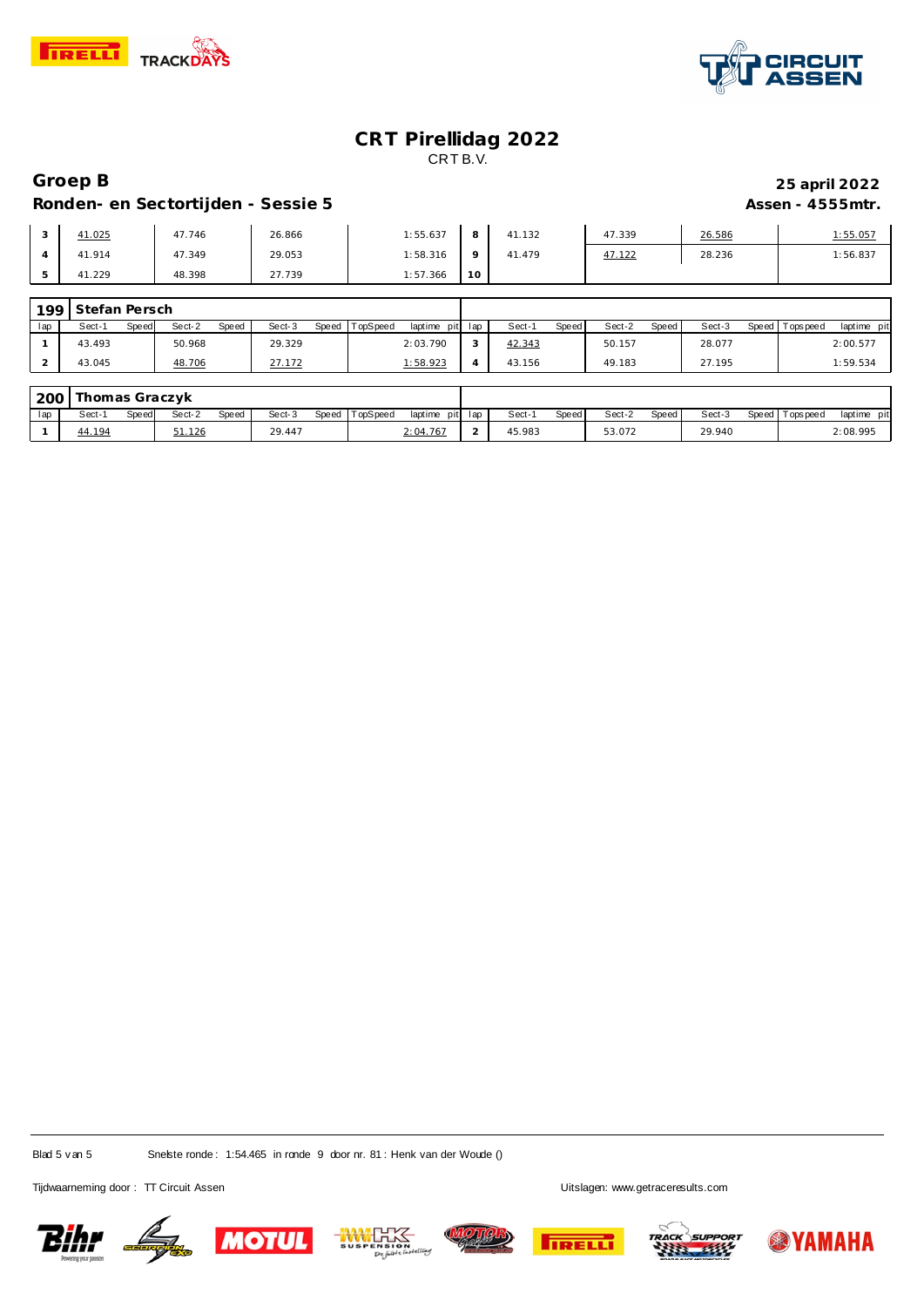# CRT Pirellidag 2022

CRT B.V.

## Groep B

**25 april 2022**

### Ronden- en Sectortijden - Sessie 5

**Assen - 4555mtr.**

| | | | | | | | | | | |
|---|---|---|---|---|---|---|---|---|---|---|
| 3 | 41.025 | 47.746 | 26.866 | 1:55.637 | 8 | 41.132 | 47.339 | 26.586 | 1:55.057 |
| 4 | 41.914 | 47.349 | 29.053 | 1:58.316 | 9 | 41.479 | 47.122 | 28.236 | 1:56.837 |
| 5 | 41.229 | 48.398 | 27.739 | 1:57.366 | 10 | | | | |

**199 Stefan Persch**

| lap | Sect-1 | Speed | Sect-2 | Speed | Sect-3 | Speed | TopSpeed | laptime pit | lap | Sect-1 | Speed | Sect-2 | Speed | Sect-3 | Speed | Topspeed | laptime pit |
|---|---|---|---|---|---|---|---|---|---|---|---|---|---|---|---|---|---|
| 1 | 43.493 | | 50.968 | | 29.329 | | | 2:03.790 | 3 | 42.343 | | 50.157 | | 28.077 | | | 2:00.577 |
| 2 | 43.045 | | 48.706 | | 27.172 | | | 1:58.923 | 4 | 43.156 | | 49.183 | | 27.195 | | | 1:59.534 |

**200 Thomas Graczyk**

| lap | Sect-1 | Speed | Sect-2 | Speed | Sect-3 | Speed | TopSpeed | laptime pit | lap | Sect-1 | Speed | Sect-2 | Speed | Sect-3 | Speed | Topspeed | laptime pit |
|---|---|---|---|---|---|---|---|---|---|---|---|---|---|---|---|---|---|
| 1 | 44.194 | | 51.126 | | 29.447 | | | 2:04.767 | 2 | 45.983 | | 53.072 | | 29.940 | | | 2:08.995 |

Snelste ronde : 1:54.465 in ronde 9 door nr. 81 : Henk van der Woude ()

Tijdwaarneming door : TT Circuit Assen

Uitslagen: www.getraceresults.com